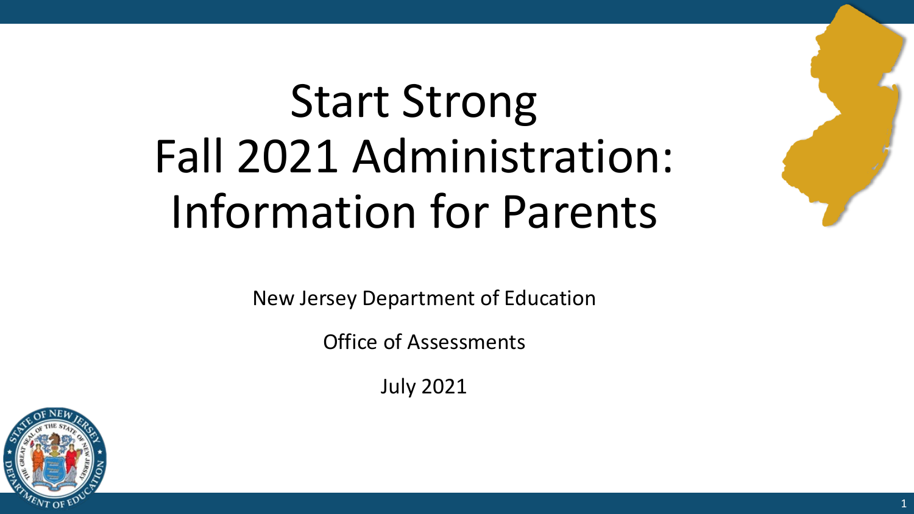# Start Strong Fall 2021 Administration: Information for Parents

New Jersey Department of Education

Office of Assessments

July 2021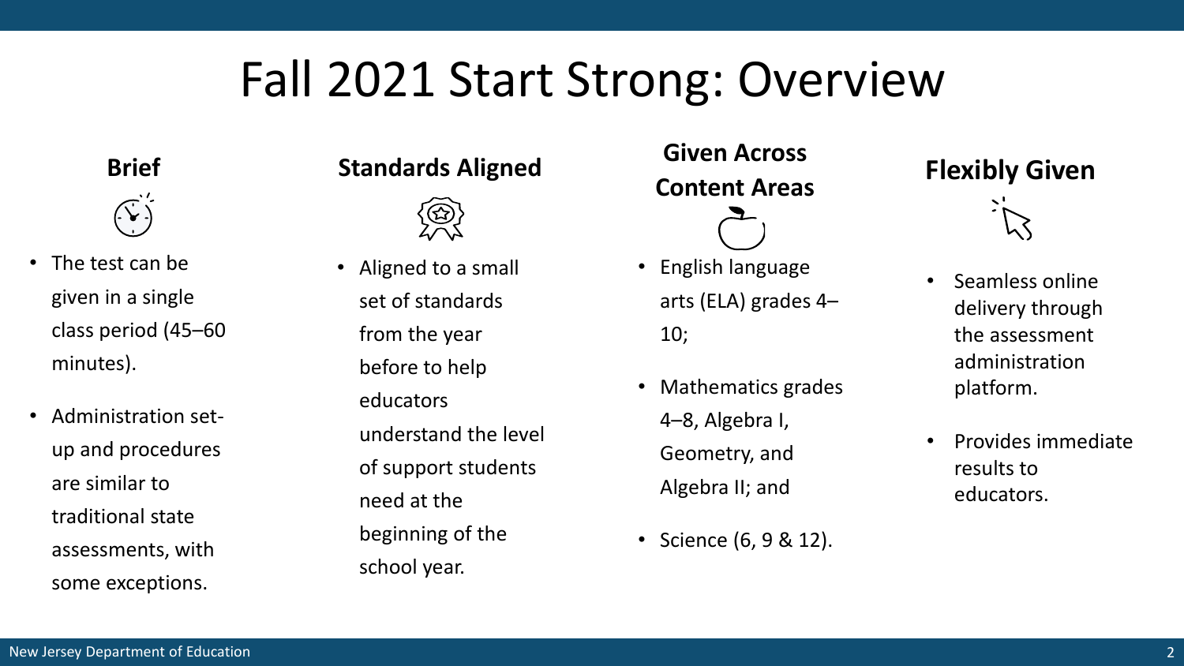# Fall 2021 Start Strong: Overview

## Brief

- The test can be given in a single class period (45–60 minutes).
- Administration set-up and procedures are similar to traditional state assessments, with some exceptions.

## Standards Aligned

- Aligned to a small set of standards from the year before to help educators understand the level of support students need at the beginning of the school year.

## Given Across Content Areas

- English language arts (ELA) grades 4–10;
- Mathematics grades 4–8, Algebra I, Geometry, and Algebra II; and
- Science (6, 9 & 12).

## Flexibly Given

- Seamless online delivery through the assessment administration platform.
- Provides immediate results to educators.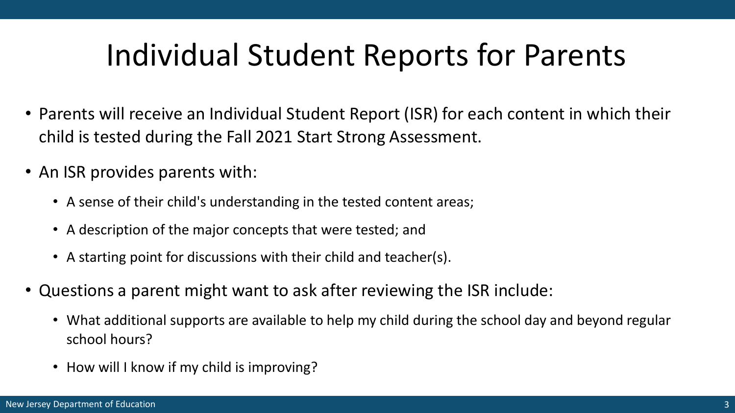# Individual Student Reports for Parents

- Parents will receive an Individual Student Report (ISR) for each content in which their child is tested during the Fall 2021 Start Strong Assessment.
- An ISR provides parents with:
  - A sense of their child's understanding in the tested content areas;
  - A description of the major concepts that were tested; and
  - A starting point for discussions with their child and teacher(s).
- Questions a parent might want to ask after reviewing the ISR include:
  - What additional supports are available to help my child during the school day and beyond regular school hours?
  - How will I know if my child is improving?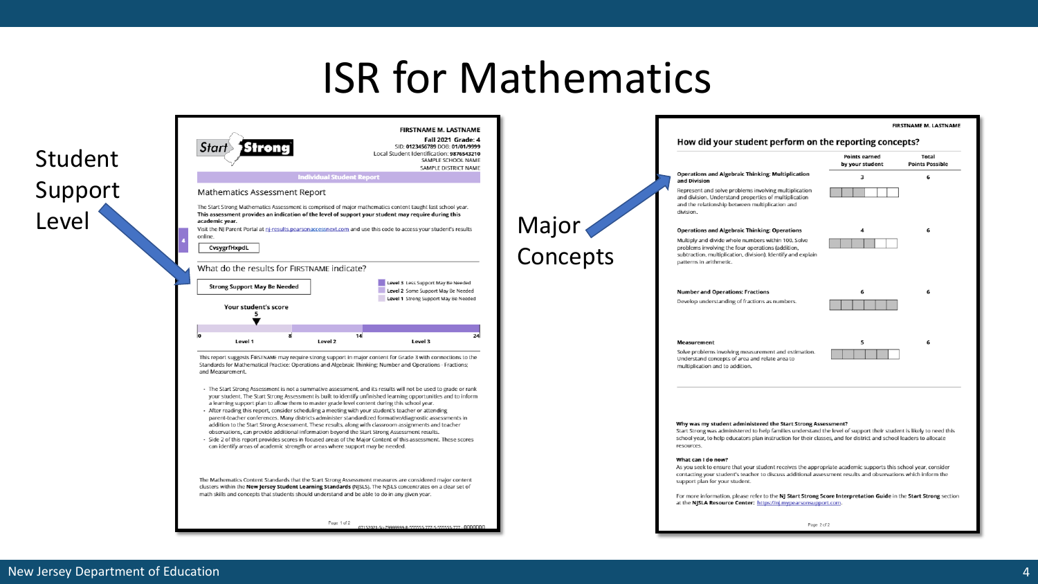# ISR for Mathematics

Student Support Level

Major Concepts

**FIRSTNAME M. LASTNAME**
**Fall 2021 Grade: 4**
SID: **0123456789** DOB: **01/01/9999**
Local Student Identification: **9876543210**
SAMPLE SCHOOL NAME
SAMPLE DISTRICT NAME

Start Strong

**Individual Student Report**

## Mathematics Assessment Report

The Start Strong Mathematics Assessment is comprised of major mathematics content taught last school year. **This assessment provides an indication of the level of support your student may require during this academic year.**

Visit the NJ Parent Portal at nj-results.pearsonaccessnext.com and use this code to access your student's results online.

CvsygrfHxpdL

### What do the results for FIRSTNAME indicate?

**Strong Support May Be Needed**

- **Level 3** Less Support May Be Needed
- **Level 2** Some Support May Be Needed
- **Level 1** Strong Support May Be Needed

**Your student's score**
5

0 — Level 1 — 8 — Level 2 — 14 — Level 3 — 24

This report suggests FIRSTNAME may require strong support in major content for Grade 3 with connections to the Standards for Mathematical Practice: Operations and Algebraic Thinking; Number and Operations - Fractions; and Measurement.

- The Start Strong Assessment is not a summative assessment, and its results will not be used to grade or rank your student. The Start Strong Assessment is built to identify unfinished learning opportunities and to inform a learning support plan to allow them to master grade level content during this school year.
- After reading this report, consider scheduling a meeting with your student's teacher or attending parent-teacher conferences. Many districts administer standardized formative/diagnostic assessments in addition to the Start Strong Assessment. These results, along with classroom assignments and teacher observations, can provide additional information beyond the Start Strong Assessment results.
- Side 2 of this report provides scores in focused areas of the Major Content of this assessment. These scores can identify areas of academic strength or areas where support may be needed.

The Mathematics Content Standards that the Start Strong Assessment measures are considered major content clusters within the **New Jersey Student Learning Standards** (NJSLS). The NJSLS concentrates on a clear set of math skills and concepts that students should understand and be able to do in any given year.

**FIRSTNAME M. LASTNAME**

### How did your student perform on the reporting concepts?

| | Points earned by your student | Total Points Possible |
|---|---|---|
| **Operations and Algebraic Thinking: Multiplication and Division** Represent and solve problems involving multiplication and division. Understand properties of multiplication and the relationship between multiplication and division. | 3 | 6 |
| **Operations and Algebraic Thinking: Operations** Multiply and divide whole numbers within 100. Solve problems involving the four operations (addition, subtraction, multiplication, division). Identify and explain patterns in arithmetic. | 4 | 6 |
| **Number and Operations: Fractions** Develop understanding of fractions as numbers. | 6 | 6 |
| **Measurement** Solve problems involving measurement and estimation. Understand concepts of area and relate area to multiplication and to addition. | 5 | 6 |

**Why was my student administered the Start Strong Assessment?**
Start Strong was administered to help families understand the level of support their student is likely to need this school year, to help educators plan instruction for their classes, and for district and school leaders to allocate resources.

**What can I do now?**
As you seek to ensure that your student receives the appropriate academic supports this school year, consider contacting your student's teacher to discuss additional assessment results and observations which inform the support plan for your student.

For more information, please refer to the **NJ Start Strong Score Interpretation Guide** in the **Start Strong** section at the **NJSLA Resource Center:** https://nj.mypearsonsupport.com.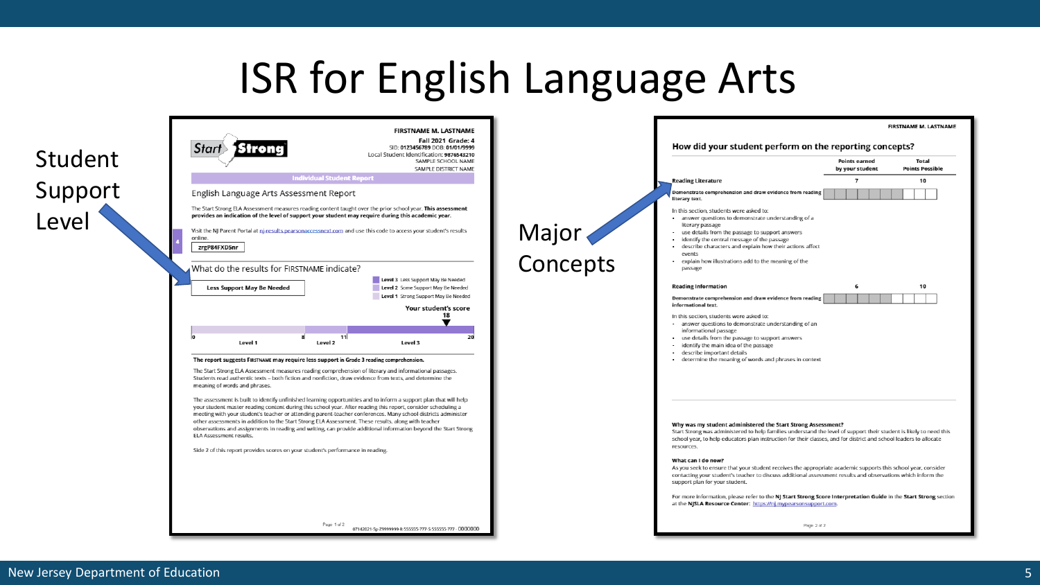# ISR for English Language Arts

Student Support Level

**FIRSTNAME M. LASTNAME**

**Fall 2021 Grade: 4**

SID: **0123456789** DOB: **01/01/9999**

Local Student Identification: **9876543210**

SAMPLE SCHOOL NAME

SAMPLE DISTRICT NAME

Start Strong

**Individual Student Report**

English Language Arts Assessment Report

The Start Strong ELA Assessment measures reading content taught over the prior school year. **This assessment provides an indication of the level of support your student may require during this academic year.**

Visit the NJ Parent Portal at nj-results.pearsonaccessnext.com and use this code to access your student's results online.

zrgP84FXD5nr

What do the results for FIRSTNAME indicate?

**Less Support May Be Needed**

- **Level 3** Less Support May Be Needed
- **Level 2** Some Support May Be Needed
- **Level 1** Strong Support May Be Needed

**Your student's score**

**18**

| 0 | Level 1 | 8 | Level 2 | 11 | Level 3 | 20 |
|---|---|---|---|---|---|---|

**The report suggests FIRSTNAME may require less support in Grade 3 reading comprehension.**

The Start Strong ELA Assessment measures reading comprehension of literary and informational passages. Students read authentic texts – both fiction and nonfiction, draw evidence from texts, and determine the meaning of words and phrases.

The assessment is built to identify unfinished learning opportunities and to inform a support plan that will help your student master reading content during this school year. After reading this report, consider scheduling a meeting with your student's teacher or attending parent-teacher conferences. Many school districts administer other assessments in addition to the Start Strong ELA Assessment. These results, along with teacher observations and assignments in reading and writing, can provide additional information beyond the Start Strong ELA Assessment results.

Side 2 of this report provides scores on your student's performance in reading.

Page 1 of 2

07142021-Sp-Z9999999-R-555555-777-S-555555-777 - 0000000

Major Concepts

**FIRSTNAME M. LASTNAME**

**How did your student perform on the reporting concepts?**

| | Points earned by your student | Total Points Possible |
|---|---|---|
| **Reading Literature** | 7 | 10 |
| **Reading Information** | 6 | 10 |

**Reading Literature**

**Demonstrate comprehension and draw evidence from reading literary text.**

In this section, students were asked to:

- answer questions to demonstrate understanding of a literary passage
- use details from the passage to support answers
- identify the central message of the passage
- describe characters and explain how their actions affect events
- explain how illustrations add to the meaning of the passage

**Reading Information**

**Demonstrate comprehension and draw evidence from reading informational text.**

In this section, students were asked to:

- answer questions to demonstrate understanding of an informational passage
- use details from the passage to support answers
- identify the main idea of the passage
- describe important details
- determine the meaning of words and phrases in context

**Why was my student administered the Start Strong Assessment?**

Start Strong was administered to help families understand the level of support their student is likely to need this school year, to help educators plan instruction for their classes, and for district and school leaders to allocate resources.

**What can I do now?**

As you seek to ensure that your student receives the appropriate academic supports this school year, consider contacting your student's teacher to discuss additional assessment results and observations which inform the support plan for your student.

For more information, please refer to the **NJ Start Strong Score Interpretation Guide** in the **Start Strong** section at the **NJSLA Resource Center**: https://nj.mypearsonsupport.com.

Page 2 of 2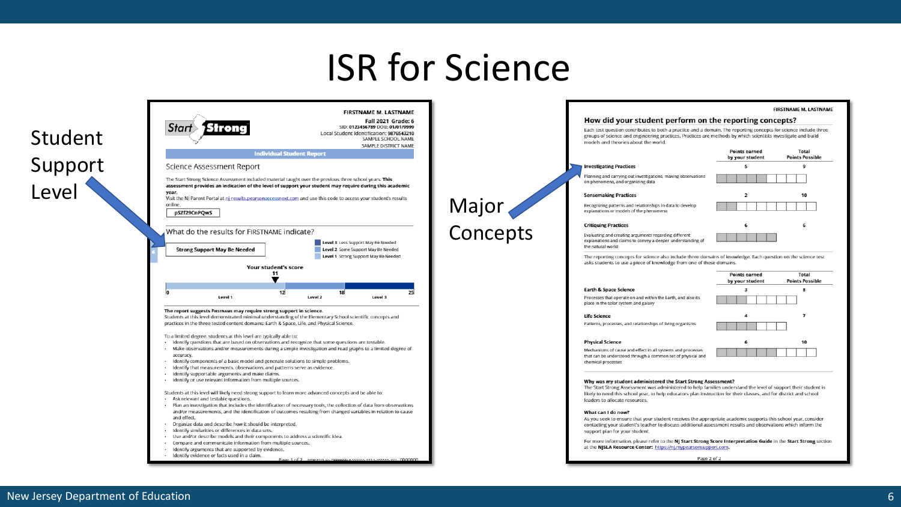# ISR for Science

Student Support Level

Major Concepts

**FIRSTNAME M. LASTNAME**
**Fall 2021 Grade: 6**
SID: 0123456789 DOB: 01/01/9999
Local Student Identification: 9876543210
SAMPLE SCHOOL NAME
SAMPLE DISTRICT NAME

**Individual Student Report**

## Science Assessment Report

The Start Strong Science Assessment included material taught over the previous three school years. **This assessment provides an indication of the level of support your student may require during this academic year.**

Visit the NJ Parent Portal at nj-results.pearsonaccessnext.com and use this code to access your student's results online.

pSZf29CnPQwS

### What do the results for FIRSTNAME indicate?

**Strong Support May Be Needed**

- **Level 3** Less Support May Be Needed
- **Level 2** Some Support May Be Needed
- **Level 1** Strong Support May Be Needed

**Your student's score** 11

Scale: 0 – 12 Level 1; 12 – 18 Level 2; 18 – 25 Level 3

**The report suggests FIRSTNAME may require strong support in science.** Students at this level demonstrated minimal understanding of the Elementary School scientific concepts and practices in the three tested content domains: Earth & Space, Life, and Physical Science.

To a limited degree, students at this level are typically able to:

- Identify questions that are based on observations and recognize that some questions are testable.
- Make observations and/or measurements during a simple investigation and read graphs to a limited degree of accuracy.
- Identify components of a basic model and generate solutions to simple problems.
- Identify that measurements, observations, and patterns serve as evidence.
- Identify supportable arguments and make claims.
- Identify or use relevant information from multiple sources.

Students at this level will likely need strong support to learn more advanced concepts and be able to:

- Ask relevant and testable questions.
- Plan an investigation that includes the identification of necessary tools, the collection of data from observations and/or measurements, and the identification of outcomes resulting from changed variables in relation to cause and effect.
- Organize data and describe how it should be interpreted.
- Identify similarities or differences in data sets.
- Use and/or describe models and their components to address a scientific idea.
- Compare and communicate information from multiple sources.
- Identify arguments that are supported by evidence.
- Identify evidence or facts used in a claim.

**FIRSTNAME M. LASTNAME**

### How did your student perform on the reporting concepts?

Each test question contributes to both a practice and a domain. The reporting concepts for science include three groups of science and engineering practices. Practices are methods by which scientists investigate and build models and theories about the world.

| | Points earned by your student | Total Points Possible |
|---|---|---|
| **Investigating Practices** – Planning and carrying out investigations, making observations on phenomena, and organizing data | 5 | 9 |
| **Sensemaking Practices** – Recognizing patterns and relationships in data to develop explanations or models of the phenomena | 2 | 10 |
| **Critiquing Practices** – Evaluating and creating arguments regarding different explanations and claims to convey a deeper understanding of the natural world | 6 | 6 |

The reporting concepts for science also include three domains of knowledge. Each question on the science test asks students to use a piece of knowledge from one of these domains.

| | Points earned by your student | Total Points Possible |
|---|---|---|
| **Earth & Space Science** – Processes that operate on and within the Earth, and also its place in the solar system and galaxy | 3 | 8 |
| **Life Science** – Patterns, processes, and relationships of living organisms | 4 | 7 |
| **Physical Science** – Mechanisms of cause and effect in all systems and processes that can be understood through a common set of physical and chemical processes | 6 | 10 |

**Why was my student administered the Start Strong Assessment?**
The Start Strong Assessment was administered to help families understand the level of support their student is likely to need this school year, to help educators plan instruction for their classes, and for district and school leaders to allocate resources.

**What can I do now?**
As you seek to ensure that your student receives the appropriate academic supports this school year, consider contacting your student's teacher to discuss additional assessment results and observations which inform the support plan for your student.

For more information, please refer to the **NJ Start Strong Score Interpretation Guide** in the **Start Strong** section at the **NJSLA Resource Center:** https://nj.mypearsonsupport.com.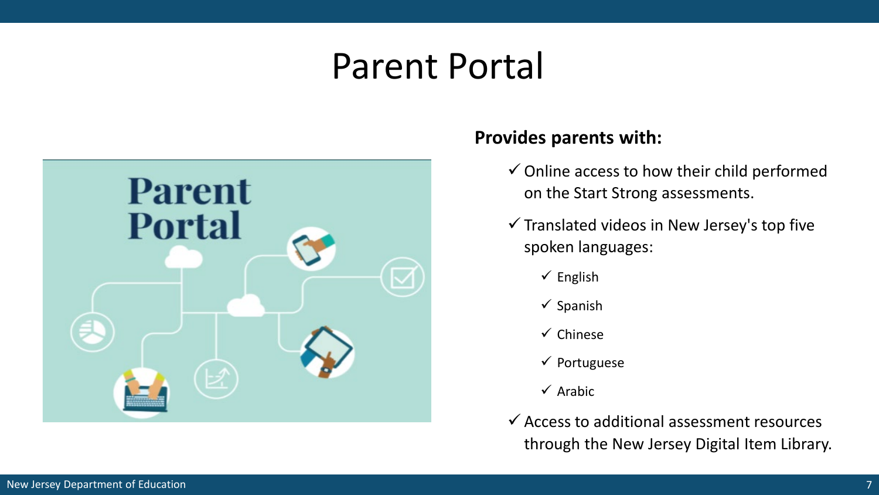# Parent Portal

**Provides parents with:**

- ✓ Online access to how their child performed on the Start Strong assessments.
- ✓ Translated videos in New Jersey's top five spoken languages:
  - ✓ English
  - ✓ Spanish
  - ✓ Chinese
  - ✓ Portuguese
  - ✓ Arabic
- ✓ Access to additional assessment resources through the New Jersey Digital Item Library.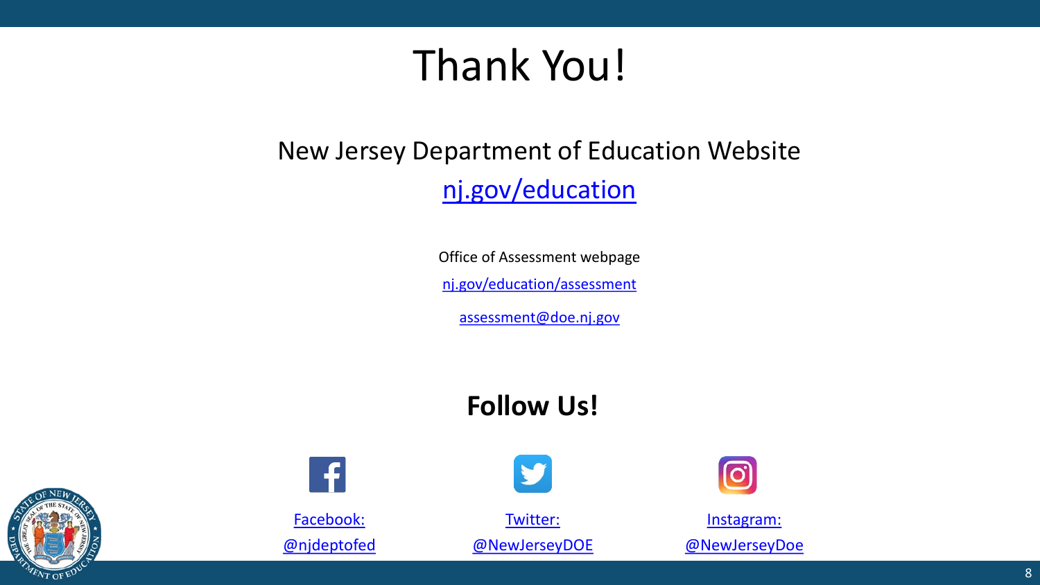# Thank You!

New Jersey Department of Education Website

nj.gov/education

Office of Assessment webpage

nj.gov/education/assessment

assessment@doe.nj.gov

## Follow Us!

Facebook:
@njdeptofed

Twitter:
@NewJerseyDOE

Instagram:
@NewJerseyDoe